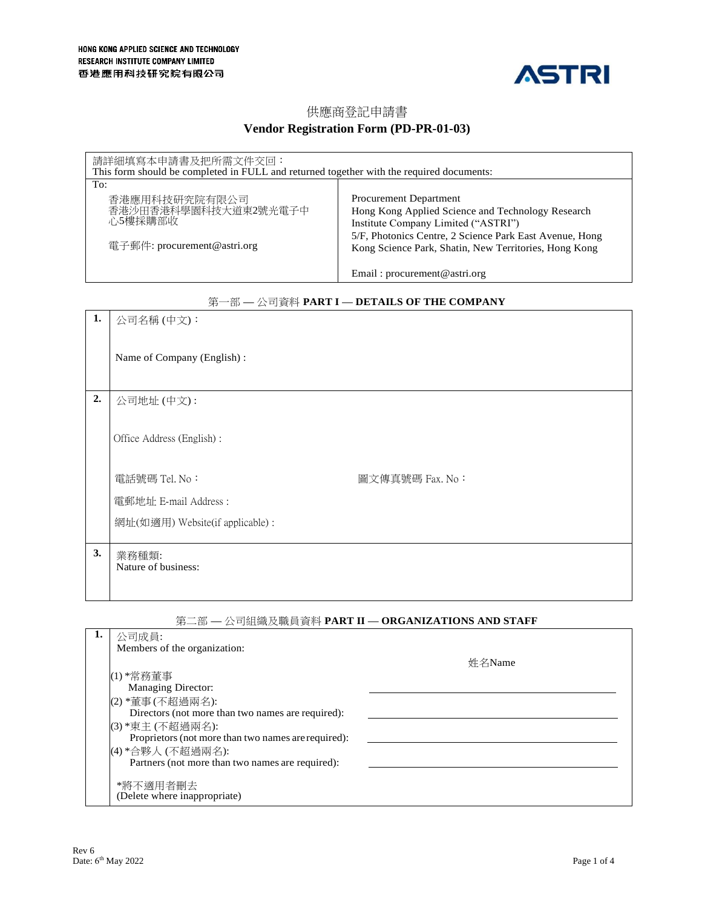HONG KONG APPLIED SCIENCE AND TECHNOLOGY RESEARCH INSTITUTE COMPANY LIMITED
香港應用科技研究院有限公司

ASTRI

# 供應商登記申請書
# Vendor Registration Form (PD-PR-01-03)

| 請詳細填寫本申請書及把所需文件交回：<br>This form should be completed in FULL and returned together with the required documents: | |
|---|---|
| To:<br>香港應用科技研究院有限公司<br>香港沙田香港科學園科技大道東2號光電子中心5樓採購部收<br><br>電子郵件: procurement@astri.org | Procurement Department<br>Hong Kong Applied Science and Technology Research Institute Company Limited ("ASTRI")<br>5/F, Photonics Centre, 2 Science Park East Avenue, Hong Kong Science Park, Shatin, New Territories, Hong Kong<br><br>Email : procurement@astri.org |

## 第一部 — 公司資料 PART I — DETAILS OF THE COMPANY

| | |
|---|---|
| **1.** | 公司名稱 (中文)：<br><br>Name of Company (English) : |
| **2.** | 公司地址 (中文) :<br><br>Office Address (English) :<br><br>電話號碼 Tel. No： 圖文傳真號碼 Fax. No：<br><br>電郵地址 E-mail Address :<br><br>網址(如適用) Website(if applicable) : |
| **3.** | 業務種類:<br>Nature of business: |

## 第二部 — 公司組織及職員資料 PART II — ORGANIZATIONS AND STAFF

**1.** 公司成員:
Members of the organization:

| | 姓名Name |
|---|---|
| (1) *常務董事<br>Managing Director: | ______________________ |
| (2) *董事 (不超過兩名):<br>Directors (not more than two names are required): | ______________________ |
| (3) *東主 (不超過兩名):<br>Proprietors (not more than two names are required): | ______________________ |
| (4) *合夥人 (不超過兩名):<br>Partners (not more than two names are required): | ______________________ |

*將不適用者刪去
(Delete where inappropriate)

Rev 6
Date: 6th May 2022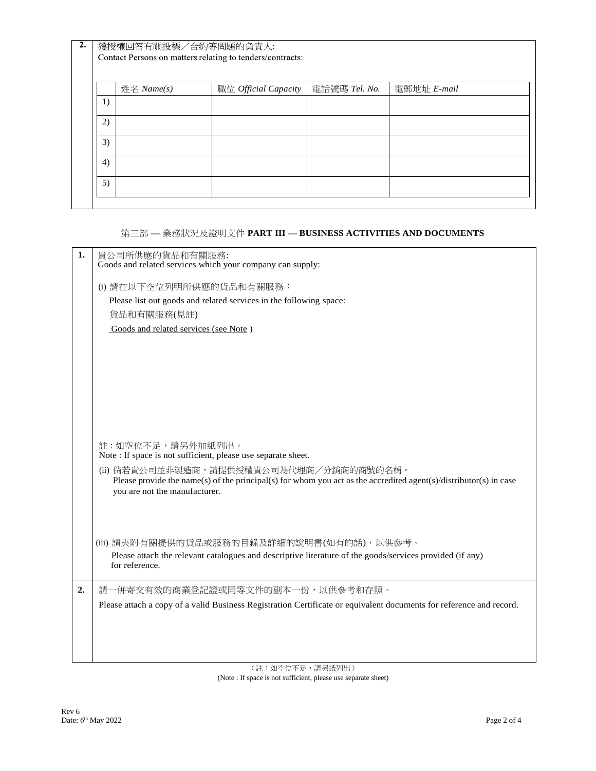**2.** 獲授權回答有關投標／合約等問題的負責人:
Contact Persons on matters relating to tenders/contracts:

| | 姓名 *Name(s)* | 職位 *Official Capacity* | 電話號碼 *Tel. No.* | 電郵地址 *E-mail* |
|---|---|---|---|---|
| 1) | | | | |
| 2) | | | | |
| 3) | | | | |
| 4) | | | | |
| 5) | | | | |

## 第三部 — 業務狀況及證明文件 PART III — BUSINESS ACTIVITIES AND DOCUMENTS

**1.** 貴公司所供應的貨品和有關服務:
Goods and related services which your company can supply:

(i) 請在以下空位列明所供應的貨品和有關服務：
Please list out goods and related services in the following space:
貨品和有關服務(見註)
Goods and related services (see Note )

註 : 如空位不足，請另外加紙列出。
Note : If space is not sufficient, please use separate sheet.

(ii) 倘若貴公司並非製造商，請提供授權貴公司為代理商／分銷商的商號的名稱。
Please provide the name(s) of the principal(s) for whom you act as the accredited agent(s)/distributor(s) in case you are not the manufacturer.

(iii) 請夾附有關提供的貨品或服務的目錄及詳細的說明書(如有的話)，以供參考。
Please attach the relevant catalogues and descriptive literature of the goods/services provided (if any) for reference.

**2.** 請一併寄交有效的商業登記證或同等文件的副本一份，以供參考和存照。
Please attach a copy of a valid Business Registration Certificate or equivalent documents for reference and record.

（註：如空位不足，請另紙列出）
(Note : If space is not sufficient, please use separate sheet)

Rev 6
Date: 6th May 2022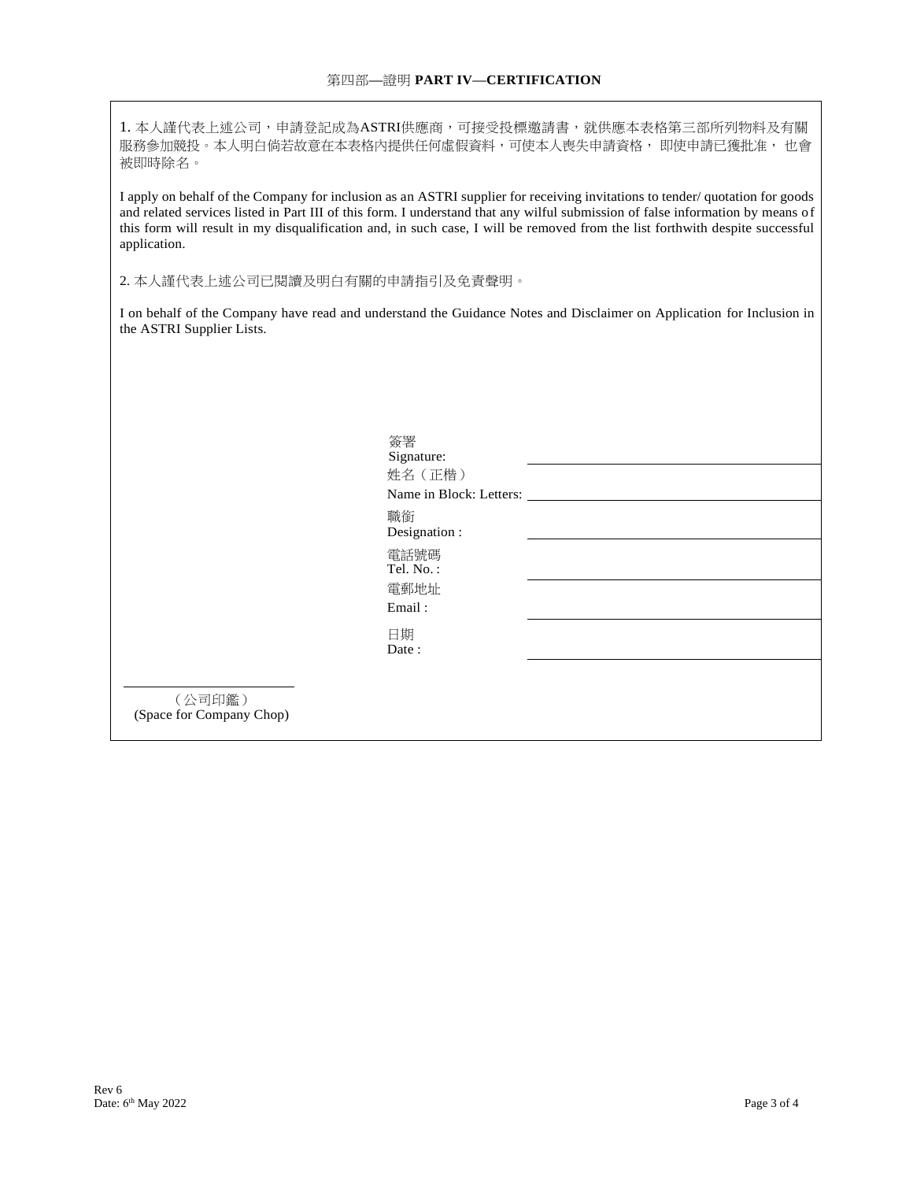## 第四部—證明 **PART IV—CERTIFICATION**

1. 本人謹代表上述公司，申請登記成為ASTRI供應商，可接受投標邀請書，就供應本表格第三部所列物料及有關服務參加競投。本人明白倘若故意在本表格內提供任何虛假資料，可使本人喪失申請資格， 即使申請已獲批准， 也會被即時除名。

I apply on behalf of the Company for inclusion as an ASTRI supplier for receiving invitations to tender/ quotation for goods and related services listed in Part III of this form. I understand that any wilful submission of false information by means of this form will result in my disqualification and, in such case, I will be removed from the list forthwith despite successful application.

2. 本人謹代表上述公司已閱讀及明白有關的申請指引及免責聲明。

I on behalf of the Company have read and understand the Guidance Notes and Disclaimer on Application for Inclusion in the ASTRI Supplier Lists.

簽署
Signature: ______________________________

姓名（正楷）
Name in Block: Letters: ______________________________

職銜
Designation : ______________________________

電話號碼
Tel. No. : ______________________________

電郵地址
Email : ______________________________

日期
Date : ______________________________

______________________
（公司印鑑）
(Space for Company Chop)

Rev 6
Date: 6th May 2022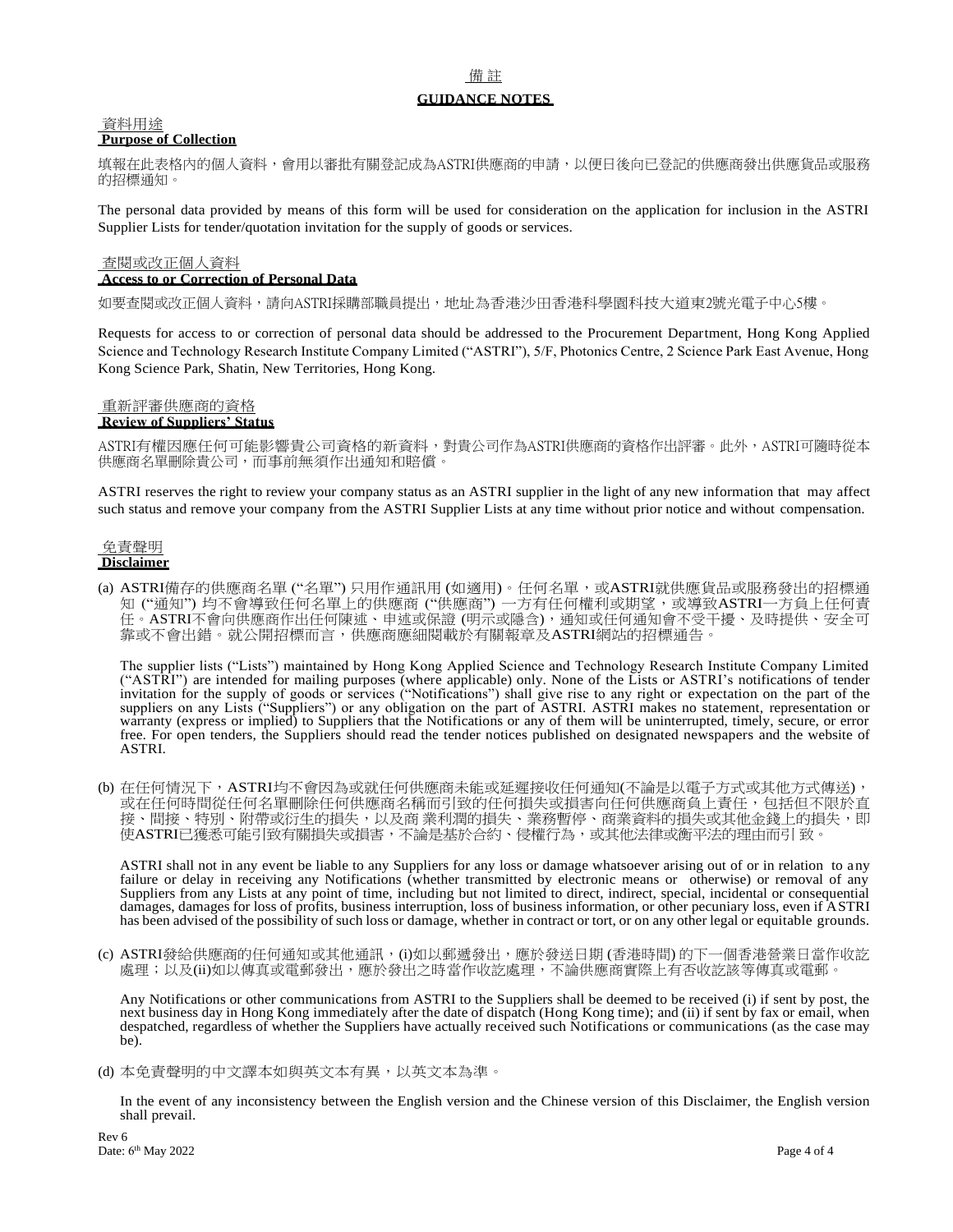# 備註

# GUIDANCE NOTES

## 資料用途

## Purpose of Collection

填報在此表格內的個人資料，會用以審批有關登記成為ASTRI供應商的申請，以便日後向已登記的供應商發出供應貨品或服務的招標通知。

The personal data provided by means of this form will be used for consideration on the application for inclusion in the ASTRI Supplier Lists for tender/quotation invitation for the supply of goods or services.

## 查閱或改正個人資料

## Access to or Correction of Personal Data

如要查閱或改正個人資料，請向ASTRI採購部職員提出，地址為香港沙田香港科學園科技大道東2號光電子中心5樓。

Requests for access to or correction of personal data should be addressed to the Procurement Department, Hong Kong Applied Science and Technology Research Institute Company Limited ("ASTRI"), 5/F, Photonics Centre, 2 Science Park East Avenue, Hong Kong Science Park, Shatin, New Territories, Hong Kong.

## 重新評審供應商的資格

## Review of Suppliers' Status

ASTRI有權因應任何可能影響貴公司資格的新資料，對貴公司作為ASTRI供應商的資格作出評審。此外，ASTRI可隨時從本供應商名單刪除貴公司，而事前無須作出通知和賠償。

ASTRI reserves the right to review your company status as an ASTRI supplier in the light of any new information that may affect such status and remove your company from the ASTRI Supplier Lists at any time without prior notice and without compensation.

## 免責聲明

## Disclaimer

(a) ASTRI備存的供應商名單 ("名單") 只用作通訊用 (如適用)。任何名單，或ASTRI就供應貨品或服務發出的招標通知 ("通知") 均不會導致任何名單上的供應商 ("供應商") 一方有任何權利或期望，或導致ASTRI一方負上任何責任。ASTRI不會向供應商作出任何陳述、申述或保證 (明示或隱含)，通知或任何通知會不受干擾、及時提供、安全可靠或不會出錯。就公開招標而言，供應商應細閱載於有關報章及ASTRI網站的招標通告。

The supplier lists ("Lists") maintained by Hong Kong Applied Science and Technology Research Institute Company Limited ("ASTRI") are intended for mailing purposes (where applicable) only. None of the Lists or ASTRI's notifications of tender invitation for the supply of goods or services ("Notifications") shall give rise to any right or expectation on the part of the suppliers on any Lists ("Suppliers") or any obligation on the part of ASTRI. ASTRI makes no statement, representation or warranty (express or implied) to Suppliers that the Notifications or any of them will be uninterrupted, timely, secure, or error free. For open tenders, the Suppliers should read the tender notices published on designated newspapers and the website of ASTRI.

(b) 在任何情況下，ASTRI均不會因為或就任何供應商未能或延遲接收任何通知(不論是以電子方式或其他方式傳送)，或在任何時間從任何名單刪除任何供應商名稱而引致的任何損失或損害向任何供應商負上責任，包括但不限於直接、間接、特別、附帶或衍生的損失，以及商業利潤的損失、業務暫停、商業資料的損失或其他金錢上的損失，即使ASTRI已獲悉可能引致有關損失或損害，不論是基於合約、侵權行為，或其他法律或衡平法的理由而引致。

ASTRI shall not in any event be liable to any Suppliers for any loss or damage whatsoever arising out of or in relation to any failure or delay in receiving any Notifications (whether transmitted by electronic means or otherwise) or removal of any Suppliers from any Lists at any point of time, including but not limited to direct, indirect, special, incidental or consequential damages, damages for loss of profits, business interruption, loss of business information, or other pecuniary loss, even if ASTRI has been advised of the possibility of such loss or damage, whether in contract or tort, or on any other legal or equitable grounds.

(c) ASTRI發給供應商的任何通知或其他通訊，(i)如以郵遞發出，應於發送日期 (香港時間) 的下一個香港營業日當作收訖處理；以及(ii)如以傳真或電郵發出，應於發出之時當作收訖處理，不論供應商實際上有否收訖該等傳真或電郵。

Any Notifications or other communications from ASTRI to the Suppliers shall be deemed to be received (i) if sent by post, the next business day in Hong Kong immediately after the date of dispatch (Hong Kong time); and (ii) if sent by fax or email, when despatched, regardless of whether the Suppliers have actually received such Notifications or communications (as the case may be).

(d) 本免責聲明的中文譯本如與英文本有異，以英文本為準。

In the event of any inconsistency between the English version and the Chinese version of this Disclaimer, the English version shall prevail.

Rev 6
Date: 6th May 2022